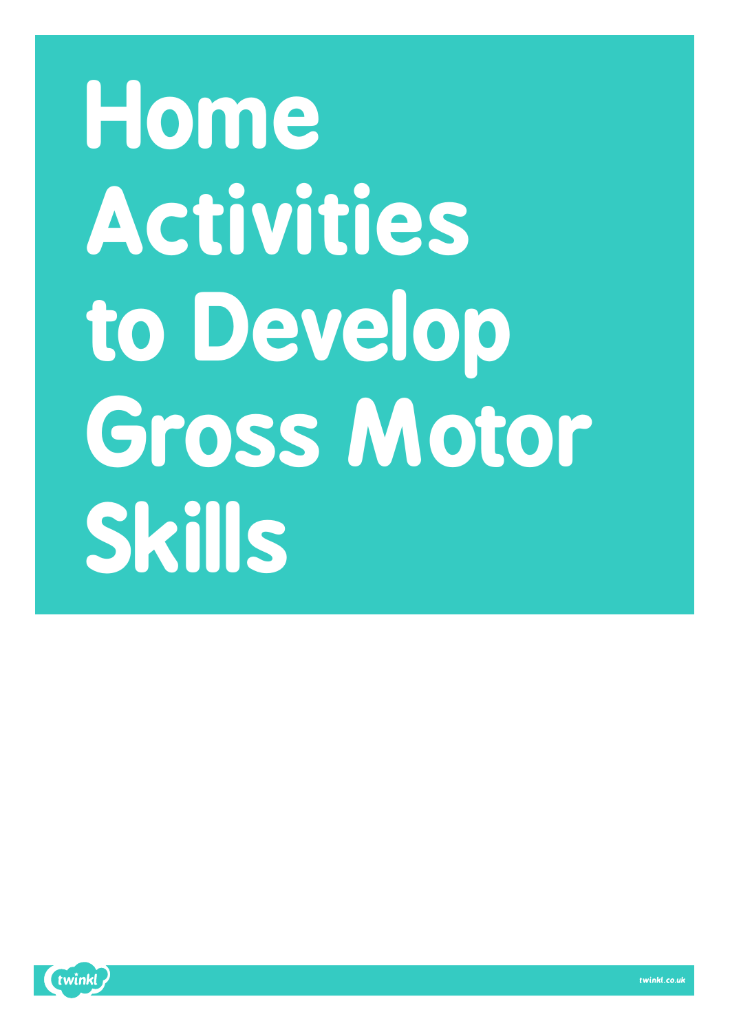# Home Activities to Develop Gross Motor Skills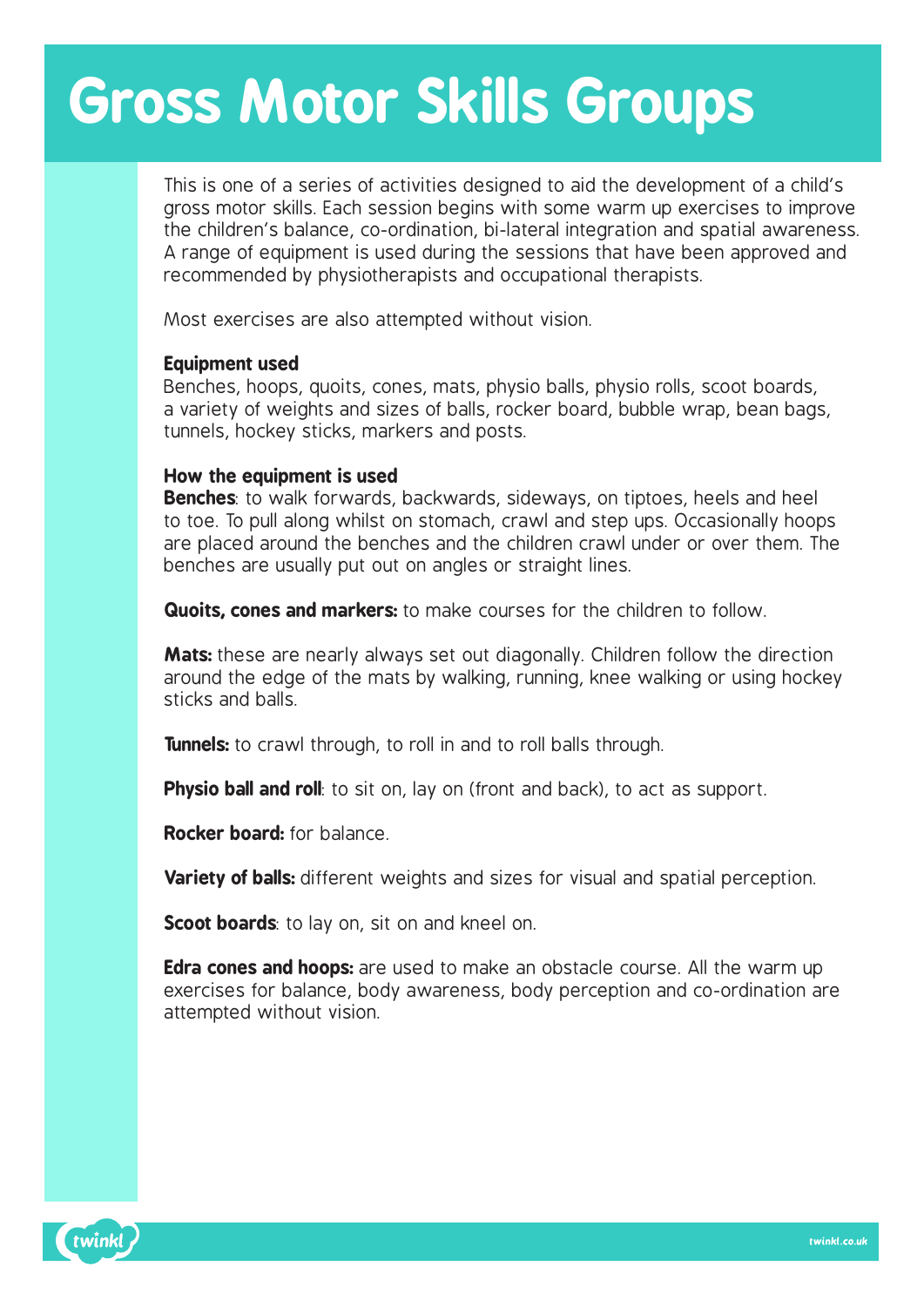# Gross Motor Skills Groups

This is one of a series of activities designed to aid the development of a child's gross motor skills. Each session begins with some warm up exercises to improve the children's balance, co-ordination, bi-lateral integration and spatial awareness. A range of equipment is used during the sessions that have been approved and recommended by physiotherapists and occupational therapists.

Most exercises are also attempted without vision.

**Equipment used**
Benches, hoops, quoits, cones, mats, physio balls, physio rolls, scoot boards, a variety of weights and sizes of balls, rocker board, bubble wrap, bean bags, tunnels, hockey sticks, markers and posts.

**How the equipment is used**
**Benches**: to walk forwards, backwards, sideways, on tiptoes, heels and heel to toe. To pull along whilst on stomach, crawl and step ups. Occasionally hoops are placed around the benches and the children crawl under or over them. The benches are usually put out on angles or straight lines.

**Quoits, cones and markers:** to make courses for the children to follow.

**Mats:** these are nearly always set out diagonally. Children follow the direction around the edge of the mats by walking, running, knee walking or using hockey sticks and balls.

**Tunnels:** to crawl through, to roll in and to roll balls through.

**Physio ball and roll**: to sit on, lay on (front and back), to act as support.

**Rocker board:** for balance.

**Variety of balls:** different weights and sizes for visual and spatial perception.

**Scoot boards**: to lay on, sit on and kneel on.

**Edra cones and hoops:** are used to make an obstacle course. All the warm up exercises for balance, body awareness, body perception and co-ordination are attempted without vision.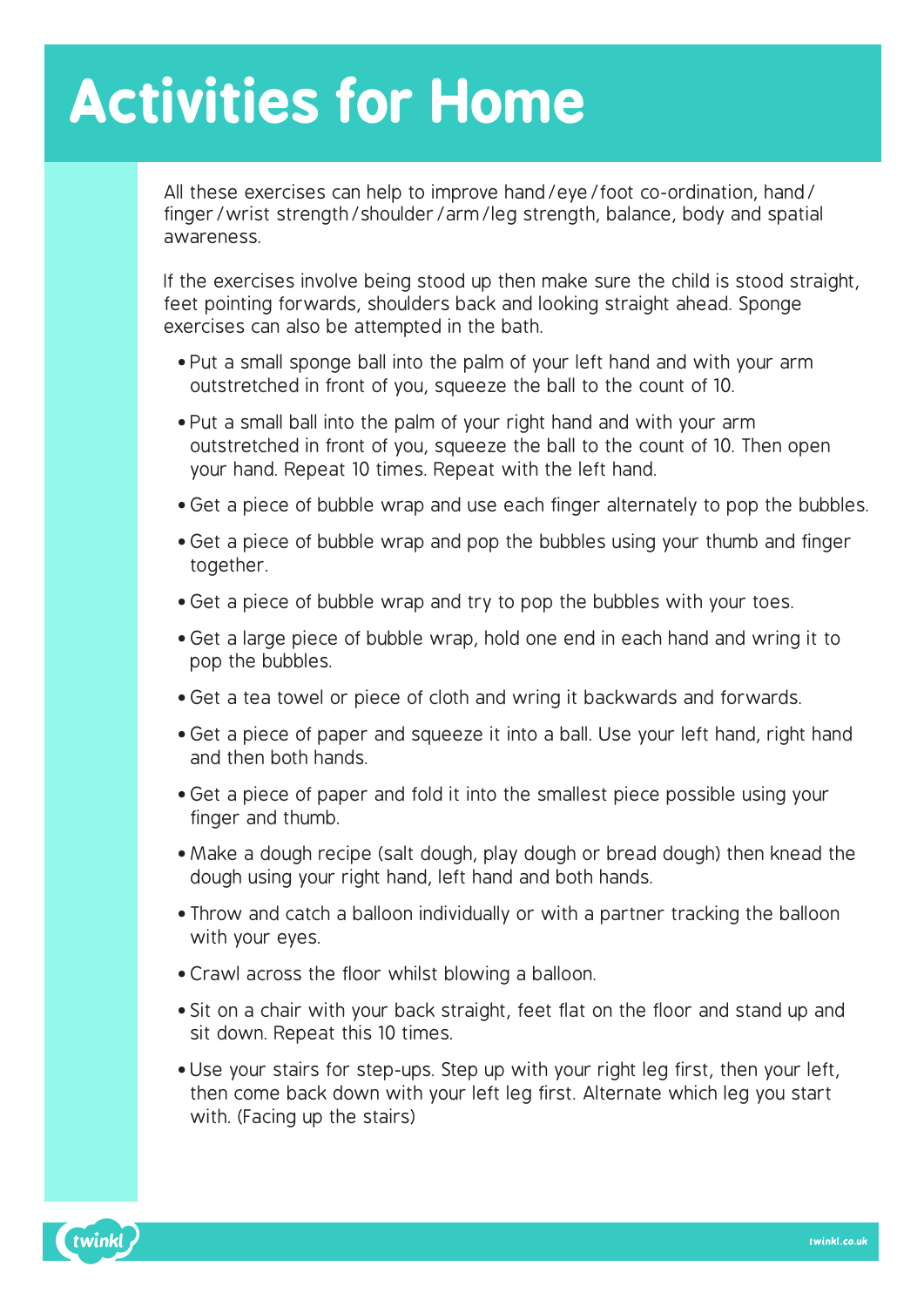# Activities for Home

All these exercises can help to improve hand / eye / foot co-ordination, hand / finger / wrist strength / shoulder / arm / leg strength, balance, body and spatial awareness.

If the exercises involve being stood up then make sure the child is stood straight, feet pointing forwards, shoulders back and looking straight ahead. Sponge exercises can also be attempted in the bath.

- Put a small sponge ball into the palm of your left hand and with your arm outstretched in front of you, squeeze the ball to the count of 10.
- Put a small ball into the palm of your right hand and with your arm outstretched in front of you, squeeze the ball to the count of 10. Then open your hand. Repeat 10 times. Repeat with the left hand.
- Get a piece of bubble wrap and use each finger alternately to pop the bubbles.
- Get a piece of bubble wrap and pop the bubbles using your thumb and finger together.
- Get a piece of bubble wrap and try to pop the bubbles with your toes.
- Get a large piece of bubble wrap, hold one end in each hand and wring it to pop the bubbles.
- Get a tea towel or piece of cloth and wring it backwards and forwards.
- Get a piece of paper and squeeze it into a ball. Use your left hand, right hand and then both hands.
- Get a piece of paper and fold it into the smallest piece possible using your finger and thumb.
- Make a dough recipe (salt dough, play dough or bread dough) then knead the dough using your right hand, left hand and both hands.
- Throw and catch a balloon individually or with a partner tracking the balloon with your eyes.
- Crawl across the floor whilst blowing a balloon.
- Sit on a chair with your back straight, feet flat on the floor and stand up and sit down. Repeat this 10 times.
- Use your stairs for step-ups. Step up with your right leg first, then your left, then come back down with your left leg first. Alternate which leg you start with. (Facing up the stairs)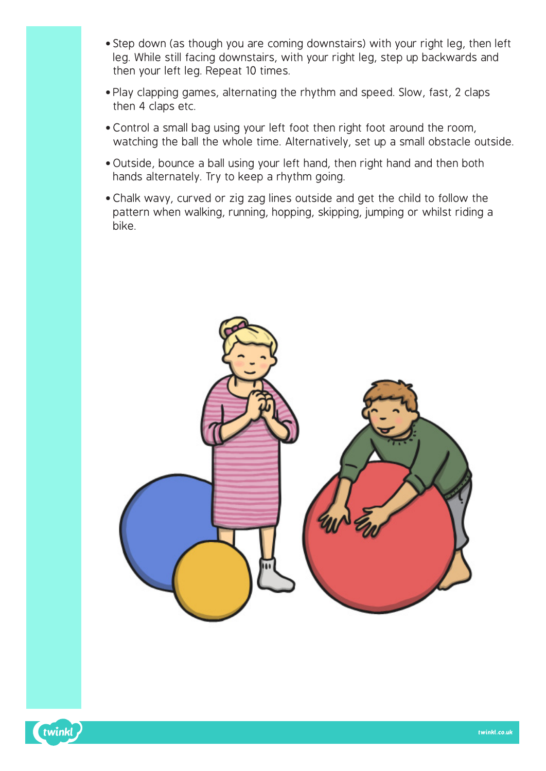- Step down (as though you are coming downstairs) with your right leg, then left leg. While still facing downstairs, with your right leg, step up backwards and then your left leg. Repeat 10 times.
- Play clapping games, alternating the rhythm and speed. Slow, fast, 2 claps then 4 claps etc.
- Control a small bag using your left foot then right foot around the room, watching the ball the whole time. Alternatively, set up a small obstacle outside.
- Outside, bounce a ball using your left hand, then right hand and then both hands alternately. Try to keep a rhythm going.
- Chalk wavy, curved or zig zag lines outside and get the child to follow the pattern when walking, running, hopping, skipping, jumping or whilst riding a bike.